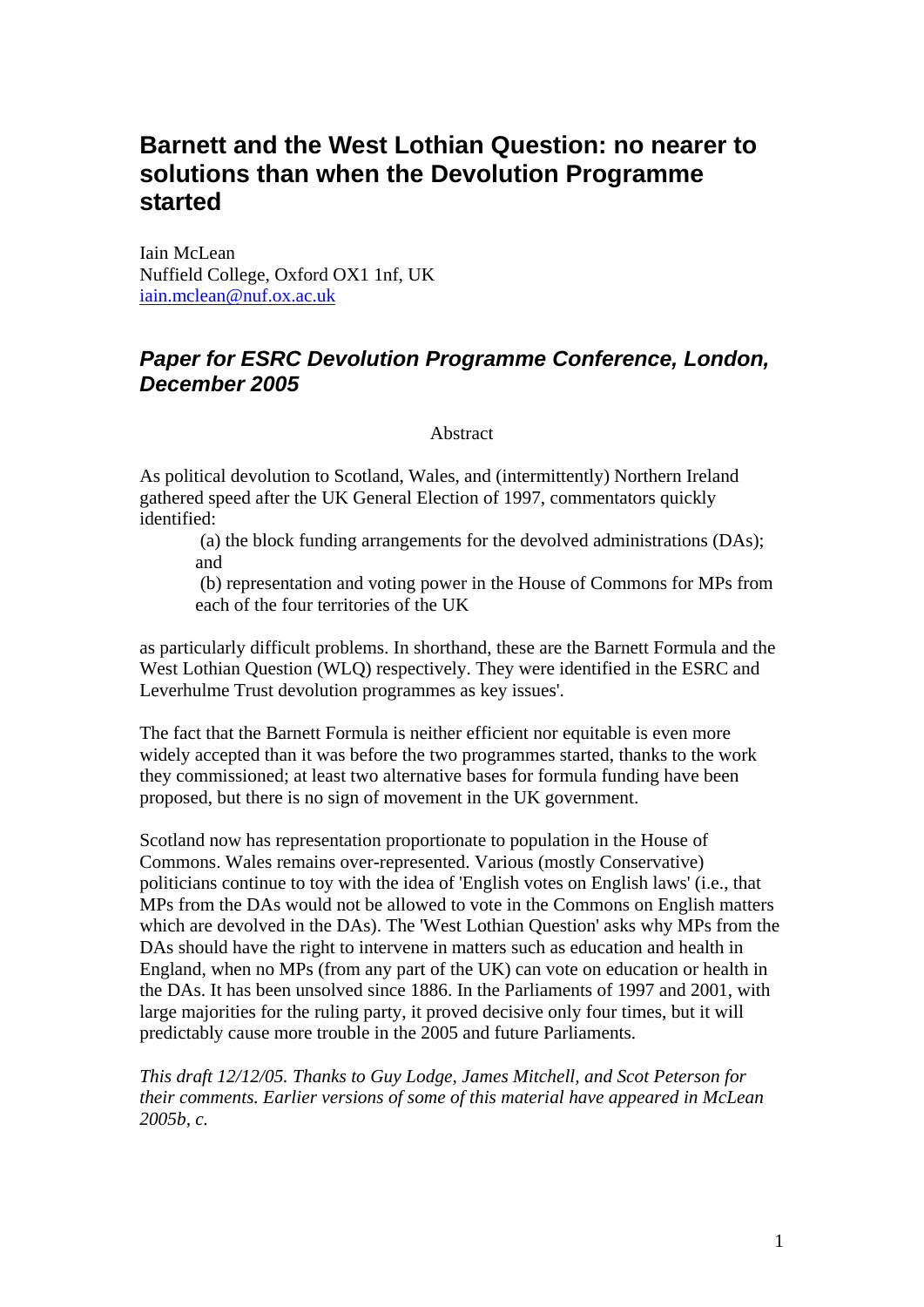# Barnett and the West Lothian Question: no nearer to solutions than when the Devolution Programme started

Iain McLean
Nuffield College, Oxford OX1 1nf, UK
iain.mclean@nuf.ox.ac.uk

## *Paper for ESRC Devolution Programme Conference, London, December 2005*

Abstract

As political devolution to Scotland, Wales, and (intermittently) Northern Ireland gathered speed after the UK General Election of 1997, commentators quickly identified:

> (a) the block funding arrangements for the devolved administrations (DAs); and
>
> (b) representation and voting power in the House of Commons for MPs from each of the four territories of the UK

as particularly difficult problems. In shorthand, these are the Barnett Formula and the West Lothian Question (WLQ) respectively. They were identified in the ESRC and Leverhulme Trust devolution programmes as key issues'.

The fact that the Barnett Formula is neither efficient nor equitable is even more widely accepted than it was before the two programmes started, thanks to the work they commissioned; at least two alternative bases for formula funding have been proposed, but there is no sign of movement in the UK government.

Scotland now has representation proportionate to population in the House of Commons. Wales remains over-represented. Various (mostly Conservative) politicians continue to toy with the idea of 'English votes on English laws' (i.e., that MPs from the DAs would not be allowed to vote in the Commons on English matters which are devolved in the DAs). The 'West Lothian Question' asks why MPs from the DAs should have the right to intervene in matters such as education and health in England, when no MPs (from any part of the UK) can vote on education or health in the DAs. It has been unsolved since 1886. In the Parliaments of 1997 and 2001, with large majorities for the ruling party, it proved decisive only four times, but it will predictably cause more trouble in the 2005 and future Parliaments.

*This draft 12/12/05. Thanks to Guy Lodge, James Mitchell, and Scot Peterson for their comments. Earlier versions of some of this material have appeared in McLean 2005b, c.*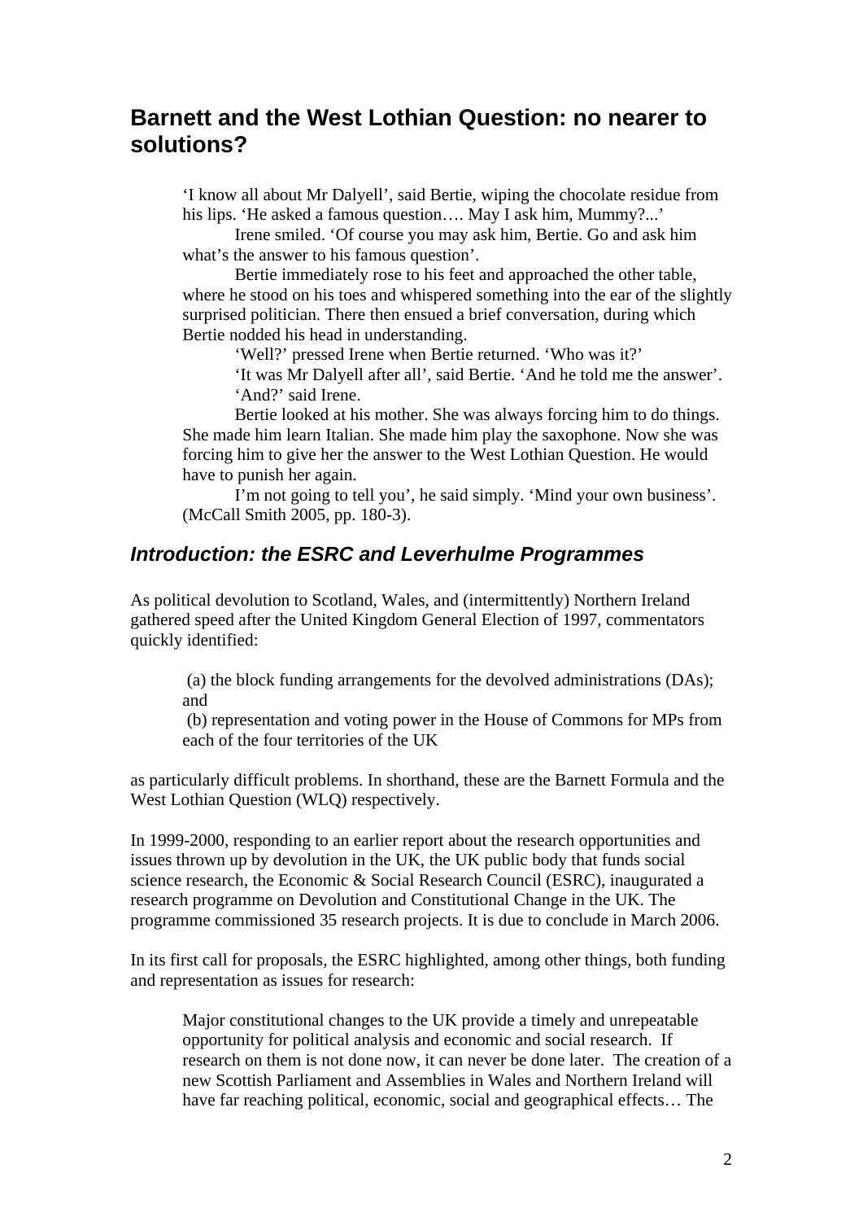## Barnett and the West Lothian Question: no nearer to solutions?

> ‘I know all about Mr Dalyell’, said Bertie, wiping the chocolate residue from his lips. ‘He asked a famous question…. May I ask him, Mummy?...’
>
> Irene smiled. ‘Of course you may ask him, Bertie. Go and ask him what’s the answer to his famous question’.
>
> Bertie immediately rose to his feet and approached the other table, where he stood on his toes and whispered something into the ear of the slightly surprised politician. There then ensued a brief conversation, during which Bertie nodded his head in understanding.
>
> ‘Well?’ pressed Irene when Bertie returned. ‘Who was it?’
>
> ‘It was Mr Dalyell after all’, said Bertie. ‘And he told me the answer’.
>
> ‘And?’ said Irene.
>
> Bertie looked at his mother. She was always forcing him to do things. She made him learn Italian. She made him play the saxophone. Now she was forcing him to give her the answer to the West Lothian Question. He would have to punish her again.
>
> I’m not going to tell you’, he said simply. ‘Mind your own business’. (McCall Smith 2005, pp. 180-3).

### *Introduction: the ESRC and Leverhulme Programmes*

As political devolution to Scotland, Wales, and (intermittently) Northern Ireland gathered speed after the United Kingdom General Election of 1997, commentators quickly identified:

> (a) the block funding arrangements for the devolved administrations (DAs); and
>
> (b) representation and voting power in the House of Commons for MPs from each of the four territories of the UK

as particularly difficult problems. In shorthand, these are the Barnett Formula and the West Lothian Question (WLQ) respectively.

In 1999-2000, responding to an earlier report about the research opportunities and issues thrown up by devolution in the UK, the UK public body that funds social science research, the Economic & Social Research Council (ESRC), inaugurated a research programme on Devolution and Constitutional Change in the UK. The programme commissioned 35 research projects. It is due to conclude in March 2006.

In its first call for proposals, the ESRC highlighted, among other things, both funding and representation as issues for research:

> Major constitutional changes to the UK provide a timely and unrepeatable opportunity for political analysis and economic and social research. If research on them is not done now, it can never be done later. The creation of a new Scottish Parliament and Assemblies in Wales and Northern Ireland will have far reaching political, economic, social and geographical effects… The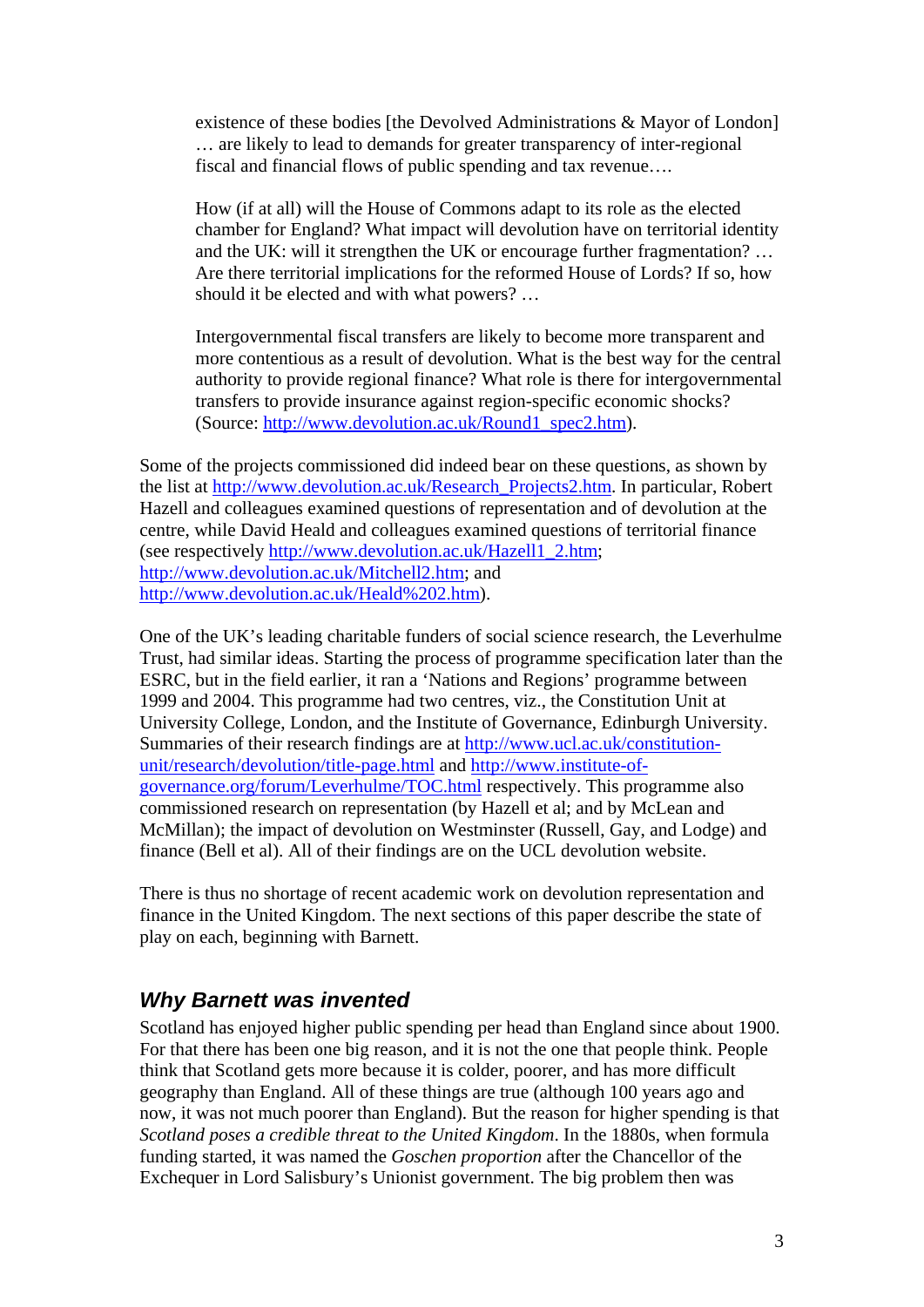> existence of these bodies [the Devolved Administrations & Mayor of London] … are likely to lead to demands for greater transparency of inter-regional fiscal and financial flows of public spending and tax revenue….
>
> How (if at all) will the House of Commons adapt to its role as the elected chamber for England? What impact will devolution have on territorial identity and the UK: will it strengthen the UK or encourage further fragmentation? … Are there territorial implications for the reformed House of Lords? If so, how should it be elected and with what powers? …
>
> Intergovernmental fiscal transfers are likely to become more transparent and more contentious as a result of devolution. What is the best way for the central authority to provide regional finance? What role is there for intergovernmental transfers to provide insurance against region-specific economic shocks? (Source: http://www.devolution.ac.uk/Round1_spec2.htm).

Some of the projects commissioned did indeed bear on these questions, as shown by the list at http://www.devolution.ac.uk/Research_Projects2.htm. In particular, Robert Hazell and colleagues examined questions of representation and of devolution at the centre, while David Heald and colleagues examined questions of territorial finance (see respectively http://www.devolution.ac.uk/Hazell1_2.htm; http://www.devolution.ac.uk/Mitchell2.htm; and http://www.devolution.ac.uk/Heald%202.htm).

One of the UK's leading charitable funders of social science research, the Leverhulme Trust, had similar ideas. Starting the process of programme specification later than the ESRC, but in the field earlier, it ran a 'Nations and Regions' programme between 1999 and 2004. This programme had two centres, viz., the Constitution Unit at University College, London, and the Institute of Governance, Edinburgh University. Summaries of their research findings are at http://www.ucl.ac.uk/constitution-unit/research/devolution/title-page.html and http://www.institute-of-governance.org/forum/Leverhulme/TOC.html respectively. This programme also commissioned research on representation (by Hazell et al; and by McLean and McMillan); the impact of devolution on Westminster (Russell, Gay, and Lodge) and finance (Bell et al). All of their findings are on the UCL devolution website.

There is thus no shortage of recent academic work on devolution representation and finance in the United Kingdom. The next sections of this paper describe the state of play on each, beginning with Barnett.

## *Why Barnett was invented*

Scotland has enjoyed higher public spending per head than England since about 1900. For that there has been one big reason, and it is not the one that people think. People think that Scotland gets more because it is colder, poorer, and has more difficult geography than England. All of these things are true (although 100 years ago and now, it was not much poorer than England). But the reason for higher spending is that *Scotland poses a credible threat to the United Kingdom*. In the 1880s, when formula funding started, it was named the *Goschen proportion* after the Chancellor of the Exchequer in Lord Salisbury's Unionist government. The big problem then was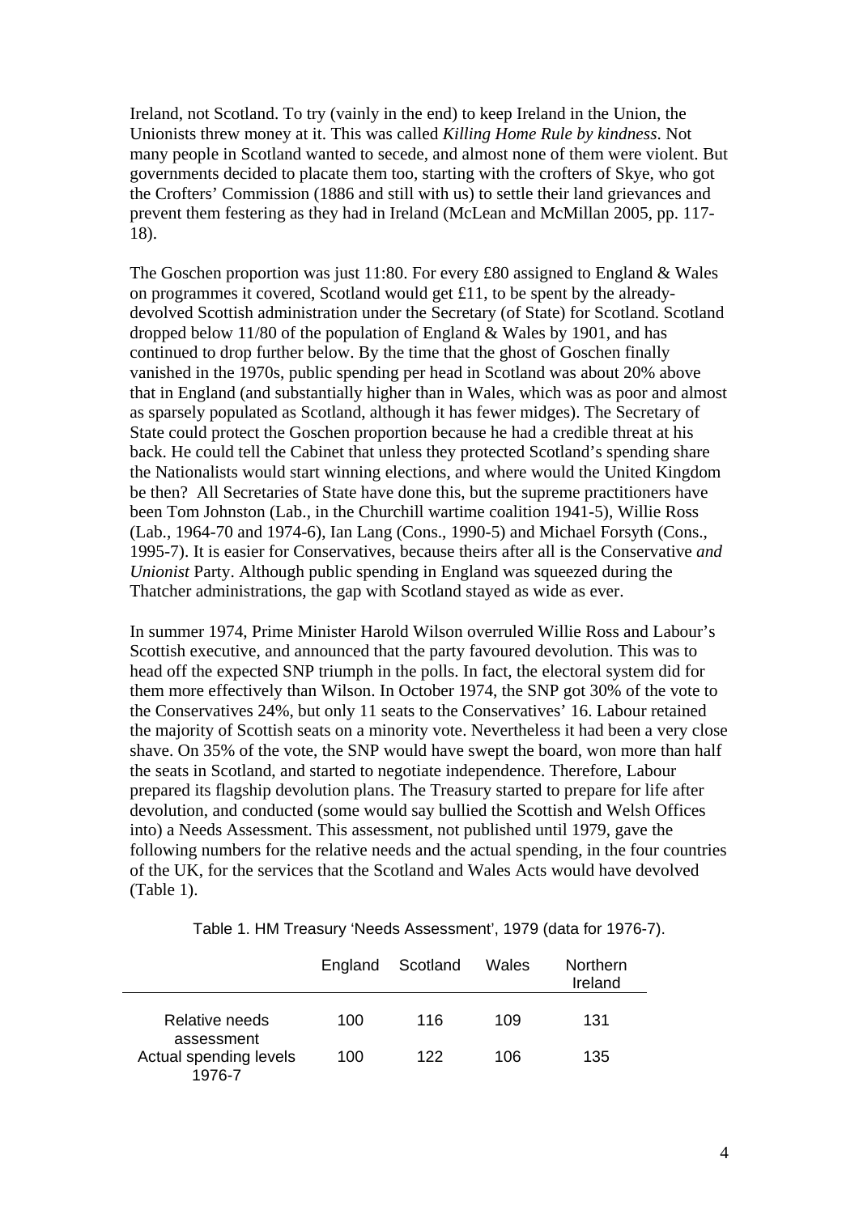Ireland, not Scotland. To try (vainly in the end) to keep Ireland in the Union, the Unionists threw money at it. This was called *Killing Home Rule by kindness*. Not many people in Scotland wanted to secede, and almost none of them were violent. But governments decided to placate them too, starting with the crofters of Skye, who got the Crofters' Commission (1886 and still with us) to settle their land grievances and prevent them festering as they had in Ireland (McLean and McMillan 2005, pp. 117-18).

The Goschen proportion was just 11:80. For every £80 assigned to England & Wales on programmes it covered, Scotland would get £11, to be spent by the already-devolved Scottish administration under the Secretary (of State) for Scotland. Scotland dropped below 11/80 of the population of England & Wales by 1901, and has continued to drop further below. By the time that the ghost of Goschen finally vanished in the 1970s, public spending per head in Scotland was about 20% above that in England (and substantially higher than in Wales, which was as poor and almost as sparsely populated as Scotland, although it has fewer midges). The Secretary of State could protect the Goschen proportion because he had a credible threat at his back. He could tell the Cabinet that unless they protected Scotland's spending share the Nationalists would start winning elections, and where would the United Kingdom be then? All Secretaries of State have done this, but the supreme practitioners have been Tom Johnston (Lab., in the Churchill wartime coalition 1941-5), Willie Ross (Lab., 1964-70 and 1974-6), Ian Lang (Cons., 1990-5) and Michael Forsyth (Cons., 1995-7). It is easier for Conservatives, because theirs after all is the Conservative *and Unionist* Party. Although public spending in England was squeezed during the Thatcher administrations, the gap with Scotland stayed as wide as ever.

In summer 1974, Prime Minister Harold Wilson overruled Willie Ross and Labour's Scottish executive, and announced that the party favoured devolution. This was to head off the expected SNP triumph in the polls. In fact, the electoral system did for them more effectively than Wilson. In October 1974, the SNP got 30% of the vote to the Conservatives 24%, but only 11 seats to the Conservatives' 16. Labour retained the majority of Scottish seats on a minority vote. Nevertheless it had been a very close shave. On 35% of the vote, the SNP would have swept the board, won more than half the seats in Scotland, and started to negotiate independence. Therefore, Labour prepared its flagship devolution plans. The Treasury started to prepare for life after devolution, and conducted (some would say bullied the Scottish and Welsh Offices into) a Needs Assessment. This assessment, not published until 1979, gave the following numbers for the relative needs and the actual spending, in the four countries of the UK, for the services that the Scotland and Wales Acts would have devolved (Table 1).

Table 1. HM Treasury 'Needs Assessment', 1979 (data for 1976-7).

| | England | Scotland | Wales | Northern Ireland |
|---|---|---|---|---|
| Relative needs assessment | 100 | 116 | 109 | 131 |
| Actual spending levels 1976-7 | 100 | 122 | 106 | 135 |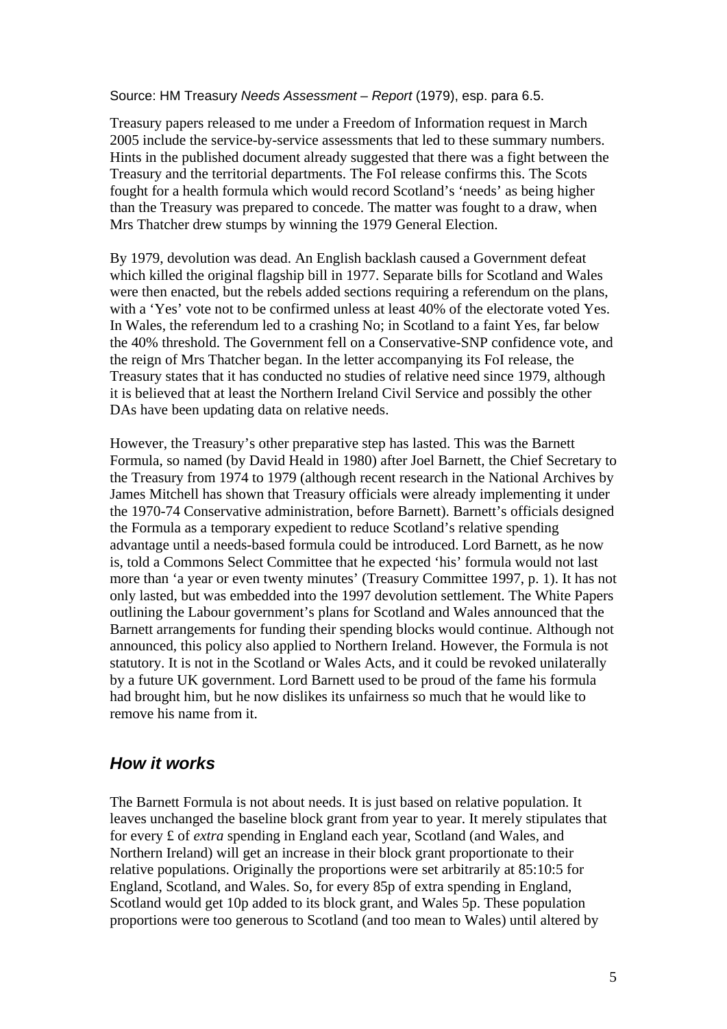Source: HM Treasury *Needs Assessment – Report* (1979), esp. para 6.5.

Treasury papers released to me under a Freedom of Information request in March 2005 include the service-by-service assessments that led to these summary numbers. Hints in the published document already suggested that there was a fight between the Treasury and the territorial departments. The FoI release confirms this. The Scots fought for a health formula which would record Scotland's 'needs' as being higher than the Treasury was prepared to concede. The matter was fought to a draw, when Mrs Thatcher drew stumps by winning the 1979 General Election.

By 1979, devolution was dead. An English backlash caused a Government defeat which killed the original flagship bill in 1977. Separate bills for Scotland and Wales were then enacted, but the rebels added sections requiring a referendum on the plans, with a 'Yes' vote not to be confirmed unless at least 40% of the electorate voted Yes. In Wales, the referendum led to a crashing No; in Scotland to a faint Yes, far below the 40% threshold. The Government fell on a Conservative-SNP confidence vote, and the reign of Mrs Thatcher began. In the letter accompanying its FoI release, the Treasury states that it has conducted no studies of relative need since 1979, although it is believed that at least the Northern Ireland Civil Service and possibly the other DAs have been updating data on relative needs.

However, the Treasury's other preparative step has lasted. This was the Barnett Formula, so named (by David Heald in 1980) after Joel Barnett, the Chief Secretary to the Treasury from 1974 to 1979 (although recent research in the National Archives by James Mitchell has shown that Treasury officials were already implementing it under the 1970-74 Conservative administration, before Barnett). Barnett's officials designed the Formula as a temporary expedient to reduce Scotland's relative spending advantage until a needs-based formula could be introduced. Lord Barnett, as he now is, told a Commons Select Committee that he expected 'his' formula would not last more than 'a year or even twenty minutes' (Treasury Committee 1997, p. 1). It has not only lasted, but was embedded into the 1997 devolution settlement. The White Papers outlining the Labour government's plans for Scotland and Wales announced that the Barnett arrangements for funding their spending blocks would continue. Although not announced, this policy also applied to Northern Ireland. However, the Formula is not statutory. It is not in the Scotland or Wales Acts, and it could be revoked unilaterally by a future UK government. Lord Barnett used to be proud of the fame his formula had brought him, but he now dislikes its unfairness so much that he would like to remove his name from it.

## *How it works*

The Barnett Formula is not about needs. It is just based on relative population. It leaves unchanged the baseline block grant from year to year. It merely stipulates that for every £ of *extra* spending in England each year, Scotland (and Wales, and Northern Ireland) will get an increase in their block grant proportionate to their relative populations. Originally the proportions were set arbitrarily at 85:10:5 for England, Scotland, and Wales. So, for every 85p of extra spending in England, Scotland would get 10p added to its block grant, and Wales 5p. These population proportions were too generous to Scotland (and too mean to Wales) until altered by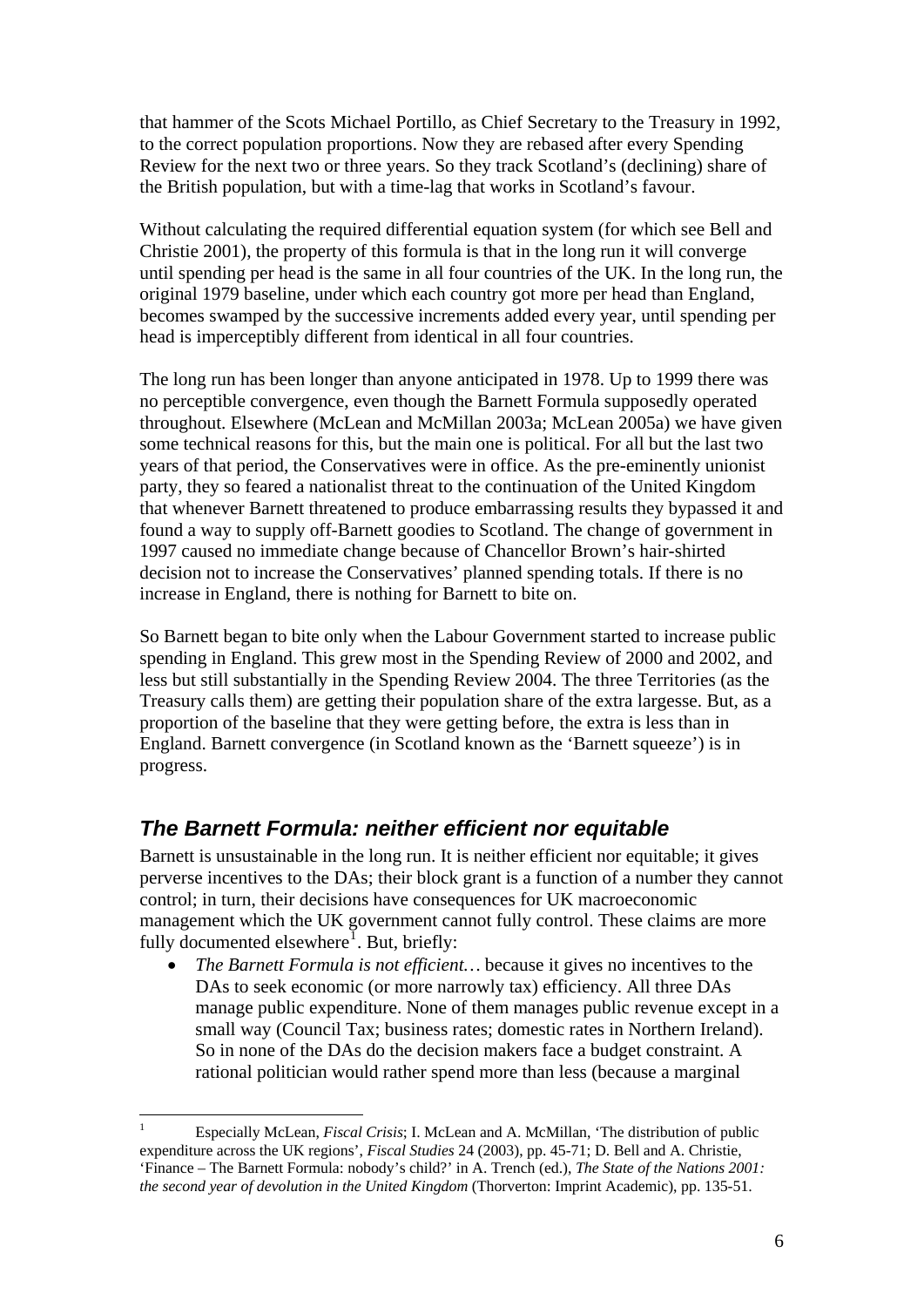that hammer of the Scots Michael Portillo, as Chief Secretary to the Treasury in 1992, to the correct population proportions. Now they are rebased after every Spending Review for the next two or three years. So they track Scotland's (declining) share of the British population, but with a time-lag that works in Scotland's favour.

Without calculating the required differential equation system (for which see Bell and Christie 2001), the property of this formula is that in the long run it will converge until spending per head is the same in all four countries of the UK. In the long run, the original 1979 baseline, under which each country got more per head than England, becomes swamped by the successive increments added every year, until spending per head is imperceptibly different from identical in all four countries.

The long run has been longer than anyone anticipated in 1978. Up to 1999 there was no perceptible convergence, even though the Barnett Formula supposedly operated throughout. Elsewhere (McLean and McMillan 2003a; McLean 2005a) we have given some technical reasons for this, but the main one is political. For all but the last two years of that period, the Conservatives were in office. As the pre-eminently unionist party, they so feared a nationalist threat to the continuation of the United Kingdom that whenever Barnett threatened to produce embarrassing results they bypassed it and found a way to supply off-Barnett goodies to Scotland. The change of government in 1997 caused no immediate change because of Chancellor Brown's hair-shirted decision not to increase the Conservatives' planned spending totals. If there is no increase in England, there is nothing for Barnett to bite on.

So Barnett began to bite only when the Labour Government started to increase public spending in England. This grew most in the Spending Review of 2000 and 2002, and less but still substantially in the Spending Review 2004. The three Territories (as the Treasury calls them) are getting their population share of the extra largesse. But, as a proportion of the baseline that they were getting before, the extra is less than in England. Barnett convergence (in Scotland known as the 'Barnett squeeze') is in progress.

## *The Barnett Formula: neither efficient nor equitable*

Barnett is unsustainable in the long run. It is neither efficient nor equitable; it gives perverse incentives to the DAs; their block grant is a function of a number they cannot control; in turn, their decisions have consequences for UK macroeconomic management which the UK government cannot fully control. These claims are more fully documented elsewhere[1]. But, briefly:

- *The Barnett Formula is not efficient…* because it gives no incentives to the DAs to seek economic (or more narrowly tax) efficiency. All three DAs manage public expenditure. None of them manages public revenue except in a small way (Council Tax; business rates; domestic rates in Northern Ireland). So in none of the DAs do the decision makers face a budget constraint. A rational politician would rather spend more than less (because a marginal

---

[1] Especially McLean, *Fiscal Crisis*; I. McLean and A. McMillan, 'The distribution of public expenditure across the UK regions', *Fiscal Studies* 24 (2003), pp. 45-71; D. Bell and A. Christie, 'Finance – The Barnett Formula: nobody's child?' in A. Trench (ed.), *The State of the Nations 2001: the second year of devolution in the United Kingdom* (Thorverton: Imprint Academic), pp. 135-51.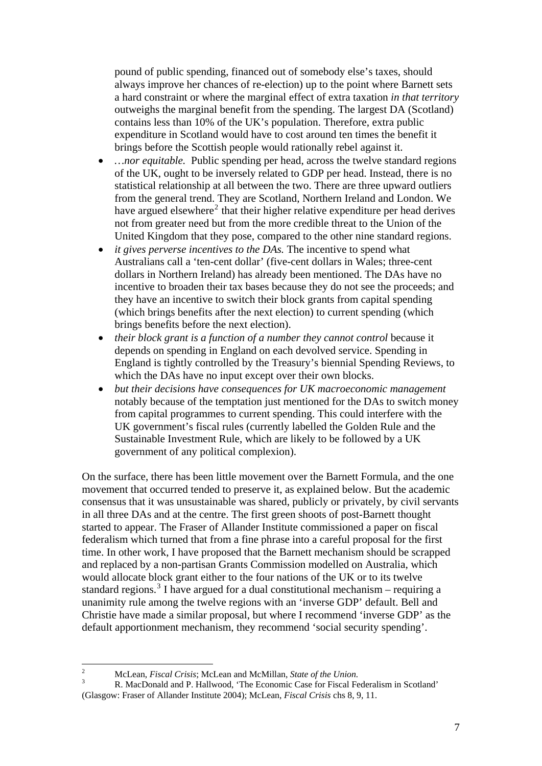pound of public spending, financed out of somebody else's taxes, should always improve her chances of re-election) up to the point where Barnett sets a hard constraint or where the marginal effect of extra taxation *in that territory* outweighs the marginal benefit from the spending. The largest DA (Scotland) contains less than 10% of the UK's population. Therefore, extra public expenditure in Scotland would have to cost around ten times the benefit it brings before the Scottish people would rationally rebel against it.

- *…nor equitable.* Public spending per head, across the twelve standard regions of the UK, ought to be inversely related to GDP per head. Instead, there is no statistical relationship at all between the two. There are three upward outliers from the general trend. They are Scotland, Northern Ireland and London. We have argued elsewhere[2] that their higher relative expenditure per head derives not from greater need but from the more credible threat to the Union of the United Kingdom that they pose, compared to the other nine standard regions.
- *it gives perverse incentives to the DAs.* The incentive to spend what Australians call a 'ten-cent dollar' (five-cent dollars in Wales; three-cent dollars in Northern Ireland) has already been mentioned. The DAs have no incentive to broaden their tax bases because they do not see the proceeds; and they have an incentive to switch their block grants from capital spending (which brings benefits after the next election) to current spending (which brings benefits before the next election).
- *their block grant is a function of a number they cannot control* because it depends on spending in England on each devolved service. Spending in England is tightly controlled by the Treasury's biennial Spending Reviews, to which the DAs have no input except over their own blocks.
- *but their decisions have consequences for UK macroeconomic management* notably because of the temptation just mentioned for the DAs to switch money from capital programmes to current spending. This could interfere with the UK government's fiscal rules (currently labelled the Golden Rule and the Sustainable Investment Rule, which are likely to be followed by a UK government of any political complexion).

On the surface, there has been little movement over the Barnett Formula, and the one movement that occurred tended to preserve it, as explained below. But the academic consensus that it was unsustainable was shared, publicly or privately, by civil servants in all three DAs and at the centre. The first green shoots of post-Barnett thought started to appear. The Fraser of Allander Institute commissioned a paper on fiscal federalism which turned that from a fine phrase into a careful proposal for the first time. In other work, I have proposed that the Barnett mechanism should be scrapped and replaced by a non-partisan Grants Commission modelled on Australia, which would allocate block grant either to the four nations of the UK or to its twelve standard regions.[3] I have argued for a dual constitutional mechanism – requiring a unanimity rule among the twelve regions with an 'inverse GDP' default. Bell and Christie have made a similar proposal, but where I recommend 'inverse GDP' as the default apportionment mechanism, they recommend 'social security spending'.

---

[2] McLean, *Fiscal Crisis*; McLean and McMillan, *State of the Union*.

[3] R. MacDonald and P. Hallwood, 'The Economic Case for Fiscal Federalism in Scotland' (Glasgow: Fraser of Allander Institute 2004); McLean, *Fiscal Crisis* chs 8, 9, 11.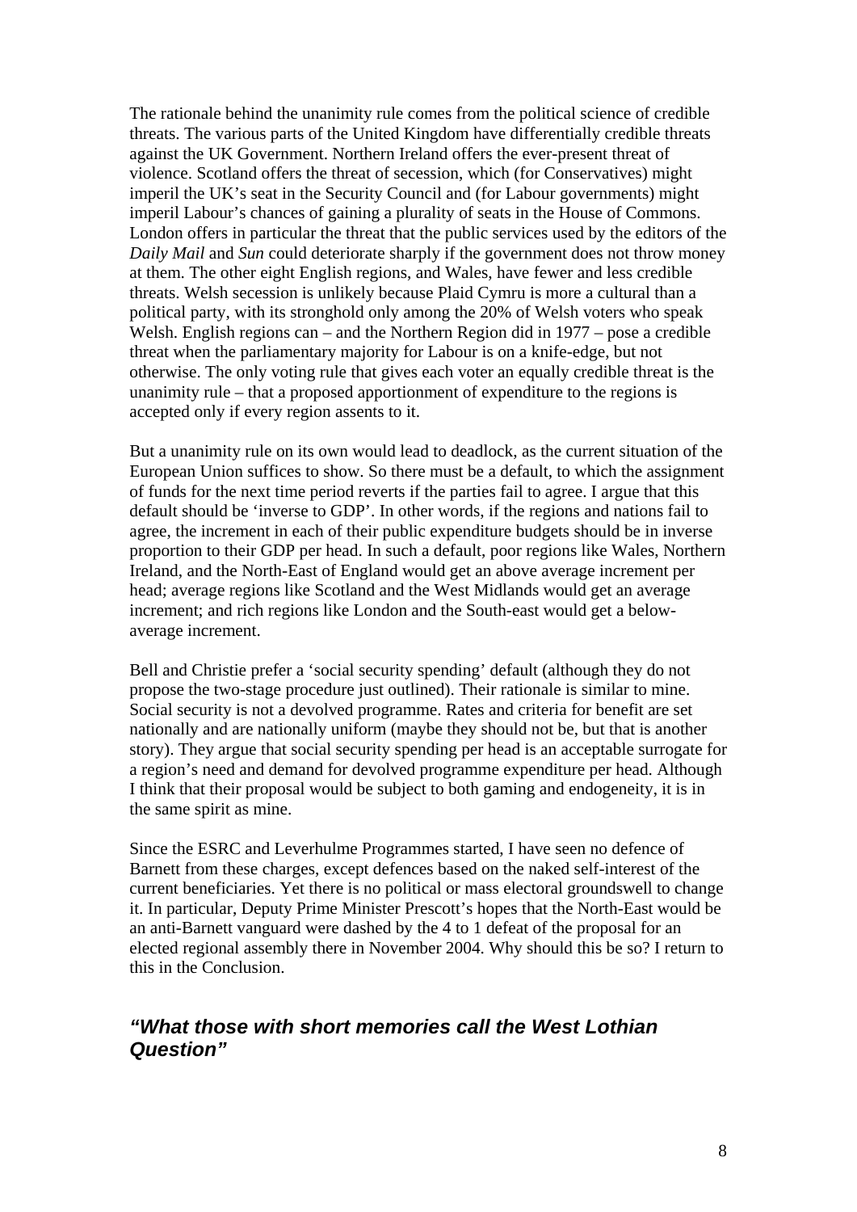The rationale behind the unanimity rule comes from the political science of credible threats. The various parts of the United Kingdom have differentially credible threats against the UK Government. Northern Ireland offers the ever-present threat of violence. Scotland offers the threat of secession, which (for Conservatives) might imperil the UK's seat in the Security Council and (for Labour governments) might imperil Labour's chances of gaining a plurality of seats in the House of Commons. London offers in particular the threat that the public services used by the editors of the *Daily Mail* and *Sun* could deteriorate sharply if the government does not throw money at them. The other eight English regions, and Wales, have fewer and less credible threats. Welsh secession is unlikely because Plaid Cymru is more a cultural than a political party, with its stronghold only among the 20% of Welsh voters who speak Welsh. English regions can – and the Northern Region did in 1977 – pose a credible threat when the parliamentary majority for Labour is on a knife-edge, but not otherwise. The only voting rule that gives each voter an equally credible threat is the unanimity rule – that a proposed apportionment of expenditure to the regions is accepted only if every region assents to it.

But a unanimity rule on its own would lead to deadlock, as the current situation of the European Union suffices to show. So there must be a default, to which the assignment of funds for the next time period reverts if the parties fail to agree. I argue that this default should be 'inverse to GDP'. In other words, if the regions and nations fail to agree, the increment in each of their public expenditure budgets should be in inverse proportion to their GDP per head. In such a default, poor regions like Wales, Northern Ireland, and the North-East of England would get an above average increment per head; average regions like Scotland and the West Midlands would get an average increment; and rich regions like London and the South-east would get a below-average increment.

Bell and Christie prefer a 'social security spending' default (although they do not propose the two-stage procedure just outlined). Their rationale is similar to mine. Social security is not a devolved programme. Rates and criteria for benefit are set nationally and are nationally uniform (maybe they should not be, but that is another story). They argue that social security spending per head is an acceptable surrogate for a region's need and demand for devolved programme expenditure per head. Although I think that their proposal would be subject to both gaming and endogeneity, it is in the same spirit as mine.

Since the ESRC and Leverhulme Programmes started, I have seen no defence of Barnett from these charges, except defences based on the naked self-interest of the current beneficiaries. Yet there is no political or mass electoral groundswell to change it. In particular, Deputy Prime Minister Prescott's hopes that the North-East would be an anti-Barnett vanguard were dashed by the 4 to 1 defeat of the proposal for an elected regional assembly there in November 2004. Why should this be so? I return to this in the Conclusion.

## *"What those with short memories call the West Lothian Question"*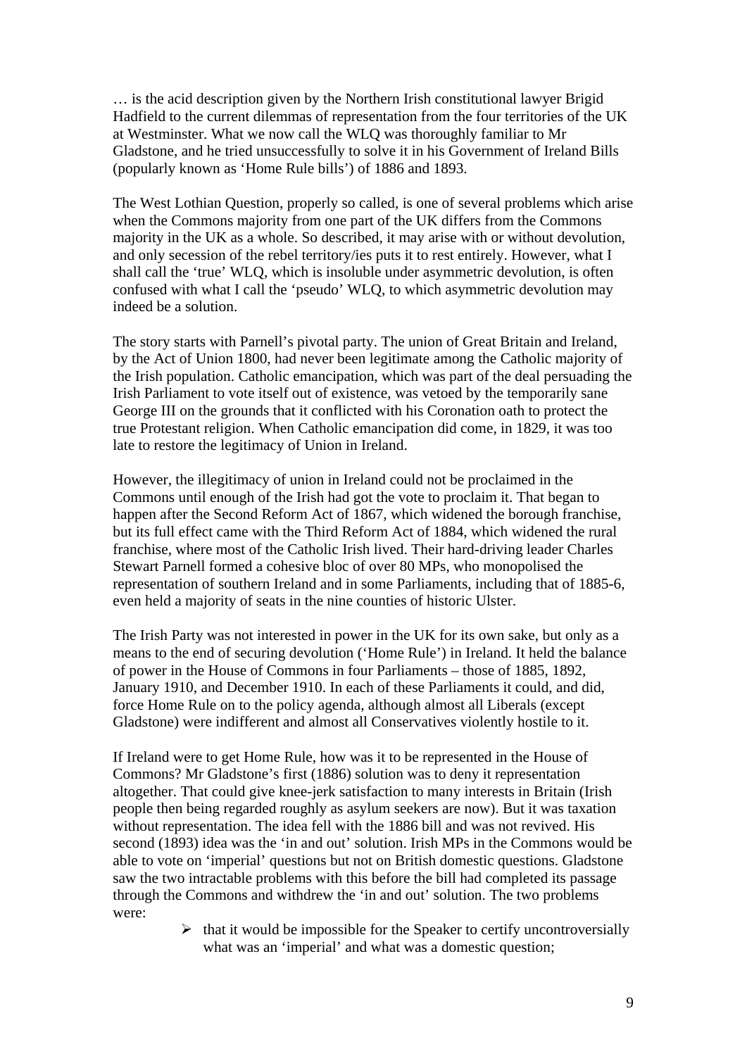… is the acid description given by the Northern Irish constitutional lawyer Brigid Hadfield to the current dilemmas of representation from the four territories of the UK at Westminster. What we now call the WLQ was thoroughly familiar to Mr Gladstone, and he tried unsuccessfully to solve it in his Government of Ireland Bills (popularly known as 'Home Rule bills') of 1886 and 1893.

The West Lothian Question, properly so called, is one of several problems which arise when the Commons majority from one part of the UK differs from the Commons majority in the UK as a whole. So described, it may arise with or without devolution, and only secession of the rebel territory/ies puts it to rest entirely. However, what I shall call the 'true' WLQ, which is insoluble under asymmetric devolution, is often confused with what I call the 'pseudo' WLQ, to which asymmetric devolution may indeed be a solution.

The story starts with Parnell's pivotal party. The union of Great Britain and Ireland, by the Act of Union 1800, had never been legitimate among the Catholic majority of the Irish population. Catholic emancipation, which was part of the deal persuading the Irish Parliament to vote itself out of existence, was vetoed by the temporarily sane George III on the grounds that it conflicted with his Coronation oath to protect the true Protestant religion. When Catholic emancipation did come, in 1829, it was too late to restore the legitimacy of Union in Ireland.

However, the illegitimacy of union in Ireland could not be proclaimed in the Commons until enough of the Irish had got the vote to proclaim it. That began to happen after the Second Reform Act of 1867, which widened the borough franchise, but its full effect came with the Third Reform Act of 1884, which widened the rural franchise, where most of the Catholic Irish lived. Their hard-driving leader Charles Stewart Parnell formed a cohesive bloc of over 80 MPs, who monopolised the representation of southern Ireland and in some Parliaments, including that of 1885-6, even held a majority of seats in the nine counties of historic Ulster.

The Irish Party was not interested in power in the UK for its own sake, but only as a means to the end of securing devolution ('Home Rule') in Ireland. It held the balance of power in the House of Commons in four Parliaments – those of 1885, 1892, January 1910, and December 1910. In each of these Parliaments it could, and did, force Home Rule on to the policy agenda, although almost all Liberals (except Gladstone) were indifferent and almost all Conservatives violently hostile to it.

If Ireland were to get Home Rule, how was it to be represented in the House of Commons? Mr Gladstone's first (1886) solution was to deny it representation altogether. That could give knee-jerk satisfaction to many interests in Britain (Irish people then being regarded roughly as asylum seekers are now). But it was taxation without representation. The idea fell with the 1886 bill and was not revived. His second (1893) idea was the 'in and out' solution. Irish MPs in the Commons would be able to vote on 'imperial' questions but not on British domestic questions. Gladstone saw the two intractable problems with this before the bill had completed its passage through the Commons and withdrew the 'in and out' solution. The two problems were:

- that it would be impossible for the Speaker to certify uncontroversially what was an 'imperial' and what was a domestic question;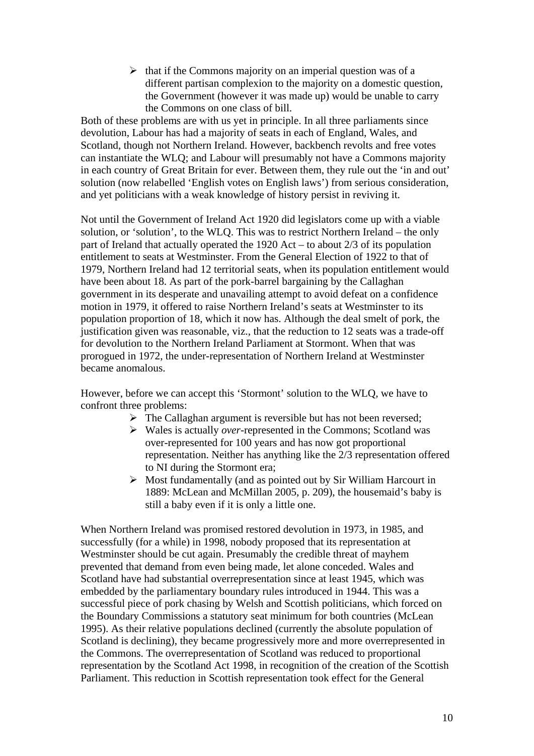- that if the Commons majority on an imperial question was of a different partisan complexion to the majority on a domestic question, the Government (however it was made up) would be unable to carry the Commons on one class of bill.

Both of these problems are with us yet in principle. In all three parliaments since devolution, Labour has had a majority of seats in each of England, Wales, and Scotland, though not Northern Ireland. However, backbench revolts and free votes can instantiate the WLQ; and Labour will presumably not have a Commons majority in each country of Great Britain for ever. Between them, they rule out the 'in and out' solution (now relabelled 'English votes on English laws') from serious consideration, and yet politicians with a weak knowledge of history persist in reviving it.

Not until the Government of Ireland Act 1920 did legislators come up with a viable solution, or 'solution', to the WLQ. This was to restrict Northern Ireland – the only part of Ireland that actually operated the 1920 Act – to about 2/3 of its population entitlement to seats at Westminster. From the General Election of 1922 to that of 1979, Northern Ireland had 12 territorial seats, when its population entitlement would have been about 18. As part of the pork-barrel bargaining by the Callaghan government in its desperate and unavailing attempt to avoid defeat on a confidence motion in 1979, it offered to raise Northern Ireland's seats at Westminster to its population proportion of 18, which it now has. Although the deal smelt of pork, the justification given was reasonable, viz., that the reduction to 12 seats was a trade-off for devolution to the Northern Ireland Parliament at Stormont. When that was prorogued in 1972, the under-representation of Northern Ireland at Westminster became anomalous.

However, before we can accept this 'Stormont' solution to the WLQ, we have to confront three problems:

- The Callaghan argument is reversible but has not been reversed;
- Wales is actually *over*-represented in the Commons; Scotland was over-represented for 100 years and has now got proportional representation. Neither has anything like the 2/3 representation offered to NI during the Stormont era;
- Most fundamentally (and as pointed out by Sir William Harcourt in 1889: McLean and McMillan 2005, p. 209), the housemaid's baby is still a baby even if it is only a little one.

When Northern Ireland was promised restored devolution in 1973, in 1985, and successfully (for a while) in 1998, nobody proposed that its representation at Westminster should be cut again. Presumably the credible threat of mayhem prevented that demand from even being made, let alone conceded. Wales and Scotland have had substantial overrepresentation since at least 1945, which was embedded by the parliamentary boundary rules introduced in 1944. This was a successful piece of pork chasing by Welsh and Scottish politicians, which forced on the Boundary Commissions a statutory seat minimum for both countries (McLean 1995). As their relative populations declined (currently the absolute population of Scotland is declining), they became progressively more and more overrepresented in the Commons. The overrepresentation of Scotland was reduced to proportional representation by the Scotland Act 1998, in recognition of the creation of the Scottish Parliament. This reduction in Scottish representation took effect for the General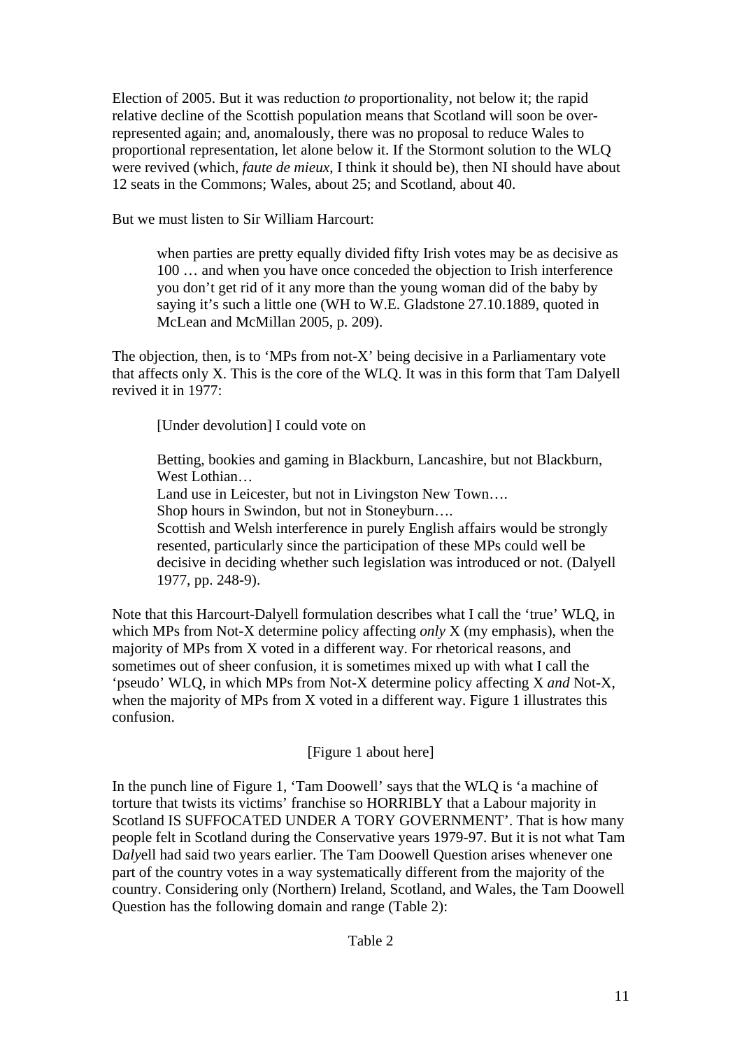Election of 2005. But it was reduction *to* proportionality, not below it; the rapid relative decline of the Scottish population means that Scotland will soon be over-represented again; and, anomalously, there was no proposal to reduce Wales to proportional representation, let alone below it. If the Stormont solution to the WLQ were revived (which, *faute de mieux*, I think it should be), then NI should have about 12 seats in the Commons; Wales, about 25; and Scotland, about 40.

But we must listen to Sir William Harcourt:

> when parties are pretty equally divided fifty Irish votes may be as decisive as 100 … and when you have once conceded the objection to Irish interference you don't get rid of it any more than the young woman did of the baby by saying it's such a little one (WH to W.E. Gladstone 27.10.1889, quoted in McLean and McMillan 2005, p. 209).

The objection, then, is to 'MPs from not-X' being decisive in a Parliamentary vote that affects only X. This is the core of the WLQ. It was in this form that Tam Dalyell revived it in 1977:

> [Under devolution] I could vote on
>
> Betting, bookies and gaming in Blackburn, Lancashire, but not Blackburn, West Lothian…
> Land use in Leicester, but not in Livingston New Town….
> Shop hours in Swindon, but not in Stoneyburn….
> Scottish and Welsh interference in purely English affairs would be strongly resented, particularly since the participation of these MPs could well be decisive in deciding whether such legislation was introduced or not. (Dalyell 1977, pp. 248-9).

Note that this Harcourt-Dalyell formulation describes what I call the 'true' WLQ, in which MPs from Not-X determine policy affecting *only* X (my emphasis), when the majority of MPs from X voted in a different way. For rhetorical reasons, and sometimes out of sheer confusion, it is sometimes mixed up with what I call the 'pseudo' WLQ, in which MPs from Not-X determine policy affecting X *and* Not-X, when the majority of MPs from X voted in a different way. Figure 1 illustrates this confusion.

[Figure 1 about here]

In the punch line of Figure 1, 'Tam Doowell' says that the WLQ is 'a machine of torture that twists its victims' franchise so HORRIBLY that a Labour majority in Scotland IS SUFFOCATED UNDER A TORY GOVERNMENT'. That is how many people felt in Scotland during the Conservative years 1979-97. But it is not what Tam D*aly*ell had said two years earlier. The Tam Doowell Question arises whenever one part of the country votes in a way systematically different from the majority of the country. Considering only (Northern) Ireland, Scotland, and Wales, the Tam Doowell Question has the following domain and range (Table 2):

Table 2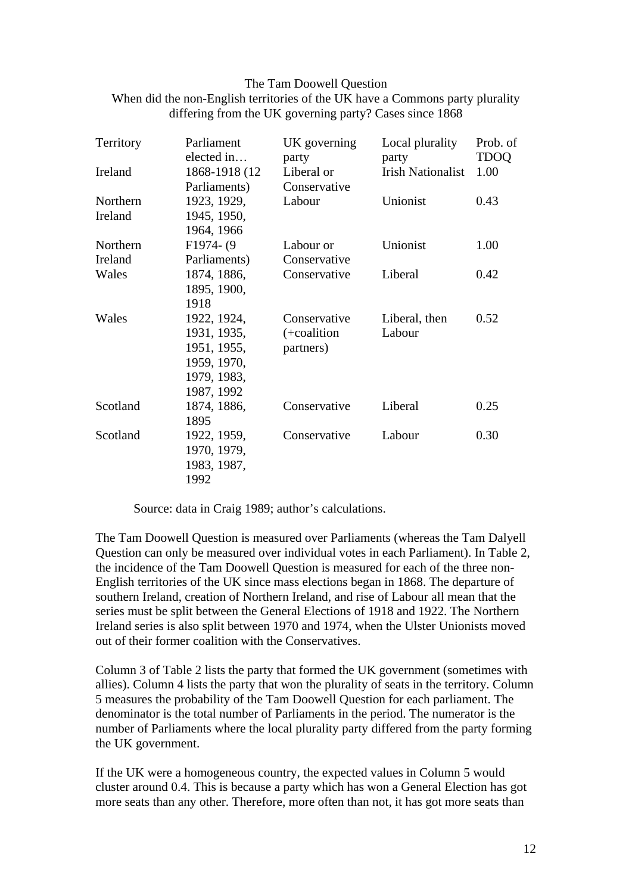The Tam Doowell Question

When did the non-English territories of the UK have a Commons party plurality differing from the UK governing party? Cases since 1868

| Territory | Parliament elected in… | UK governing party | Local plurality party | Prob. of TDOQ |
|---|---|---|---|---|
| Ireland | 1868-1918 (12 Parliaments) | Liberal or Conservative | Irish Nationalist | 1.00 |
| Northern Ireland | 1923, 1929, 1945, 1950, 1964, 1966 | Labour | Unionist | 0.43 |
| Northern Ireland | F1974- (9 Parliaments) | Labour or Conservative | Unionist | 1.00 |
| Wales | 1874, 1886, 1895, 1900, 1918 | Conservative | Liberal | 0.42 |
| Wales | 1922, 1924, 1931, 1935, 1951, 1955, 1959, 1970, 1979, 1983, 1987, 1992 | Conservative (+coalition partners) | Liberal, then Labour | 0.52 |
| Scotland | 1874, 1886, 1895 | Conservative | Liberal | 0.25 |
| Scotland | 1922, 1959, 1970, 1979, 1983, 1987, 1992 | Conservative | Labour | 0.30 |

Source: data in Craig 1989; author's calculations.

The Tam Doowell Question is measured over Parliaments (whereas the Tam Dalyell Question can only be measured over individual votes in each Parliament). In Table 2, the incidence of the Tam Doowell Question is measured for each of the three non-English territories of the UK since mass elections began in 1868. The departure of southern Ireland, creation of Northern Ireland, and rise of Labour all mean that the series must be split between the General Elections of 1918 and 1922. The Northern Ireland series is also split between 1970 and 1974, when the Ulster Unionists moved out of their former coalition with the Conservatives.

Column 3 of Table 2 lists the party that formed the UK government (sometimes with allies). Column 4 lists the party that won the plurality of seats in the territory. Column 5 measures the probability of the Tam Doowell Question for each parliament. The denominator is the total number of Parliaments in the period. The numerator is the number of Parliaments where the local plurality party differed from the party forming the UK government.

If the UK were a homogeneous country, the expected values in Column 5 would cluster around 0.4. This is because a party which has won a General Election has got more seats than any other. Therefore, more often than not, it has got more seats than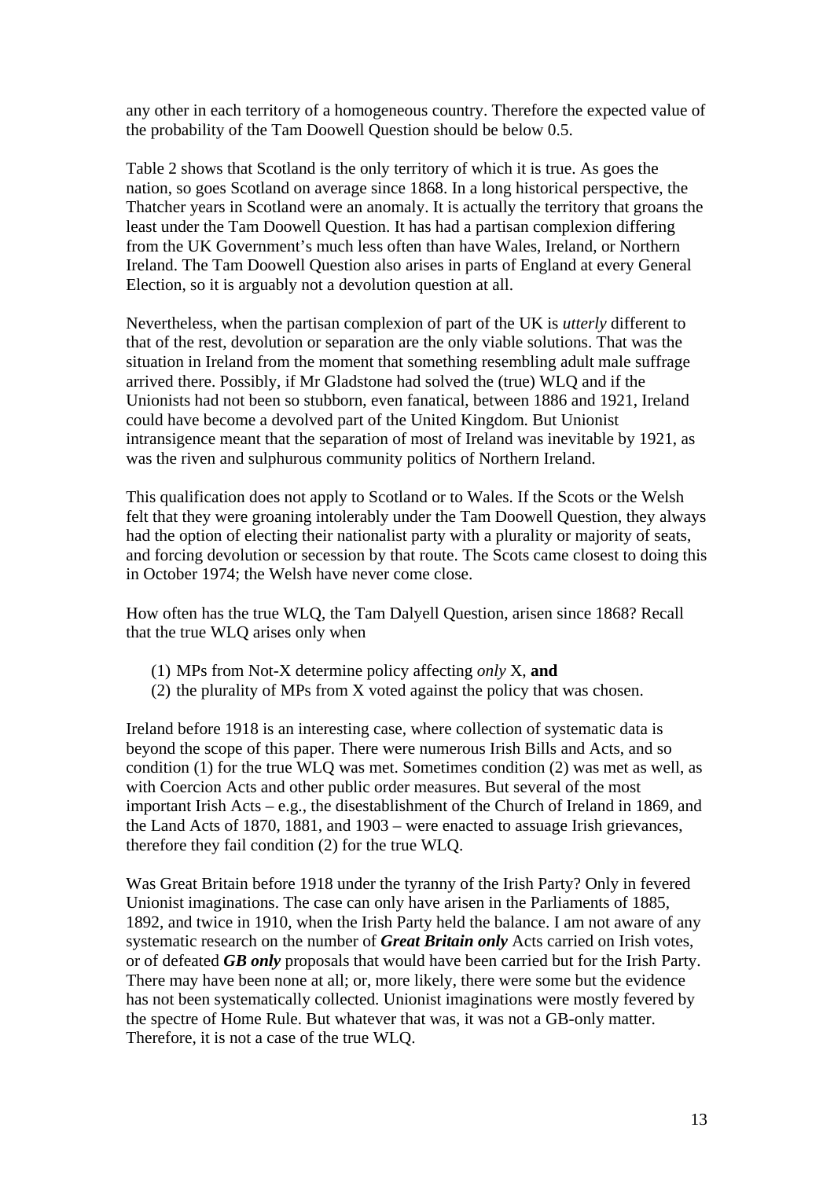any other in each territory of a homogeneous country. Therefore the expected value of the probability of the Tam Doowell Question should be below 0.5.

Table 2 shows that Scotland is the only territory of which it is true. As goes the nation, so goes Scotland on average since 1868. In a long historical perspective, the Thatcher years in Scotland were an anomaly. It is actually the territory that groans the least under the Tam Doowell Question. It has had a partisan complexion differing from the UK Government's much less often than have Wales, Ireland, or Northern Ireland. The Tam Doowell Question also arises in parts of England at every General Election, so it is arguably not a devolution question at all.

Nevertheless, when the partisan complexion of part of the UK is *utterly* different to that of the rest, devolution or separation are the only viable solutions. That was the situation in Ireland from the moment that something resembling adult male suffrage arrived there. Possibly, if Mr Gladstone had solved the (true) WLQ and if the Unionists had not been so stubborn, even fanatical, between 1886 and 1921, Ireland could have become a devolved part of the United Kingdom. But Unionist intransigence meant that the separation of most of Ireland was inevitable by 1921, as was the riven and sulphurous community politics of Northern Ireland.

This qualification does not apply to Scotland or to Wales. If the Scots or the Welsh felt that they were groaning intolerably under the Tam Doowell Question, they always had the option of electing their nationalist party with a plurality or majority of seats, and forcing devolution or secession by that route. The Scots came closest to doing this in October 1974; the Welsh have never come close.

How often has the true WLQ, the Tam Dalyell Question, arisen since 1868? Recall that the true WLQ arises only when

(1) MPs from Not-X determine policy affecting *only* X, **and**
(2) the plurality of MPs from X voted against the policy that was chosen.

Ireland before 1918 is an interesting case, where collection of systematic data is beyond the scope of this paper. There were numerous Irish Bills and Acts, and so condition (1) for the true WLQ was met. Sometimes condition (2) was met as well, as with Coercion Acts and other public order measures. But several of the most important Irish Acts – e.g., the disestablishment of the Church of Ireland in 1869, and the Land Acts of 1870, 1881, and 1903 – were enacted to assuage Irish grievances, therefore they fail condition (2) for the true WLQ.

Was Great Britain before 1918 under the tyranny of the Irish Party? Only in fevered Unionist imaginations. The case can only have arisen in the Parliaments of 1885, 1892, and twice in 1910, when the Irish Party held the balance. I am not aware of any systematic research on the number of ***Great Britain only*** Acts carried on Irish votes, or of defeated ***GB only*** proposals that would have been carried but for the Irish Party. There may have been none at all; or, more likely, there were some but the evidence has not been systematically collected. Unionist imaginations were mostly fevered by the spectre of Home Rule. But whatever that was, it was not a GB-only matter. Therefore, it is not a case of the true WLQ.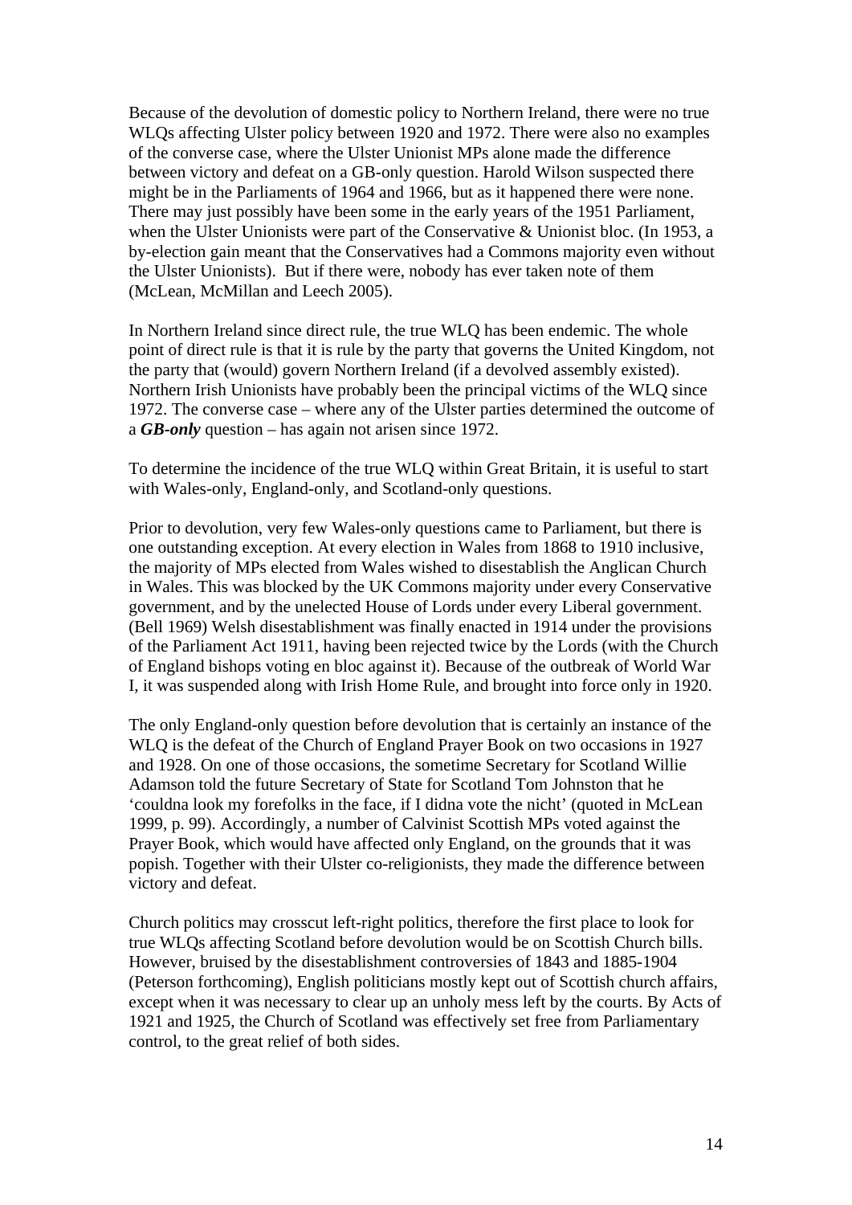Because of the devolution of domestic policy to Northern Ireland, there were no true WLQs affecting Ulster policy between 1920 and 1972. There were also no examples of the converse case, where the Ulster Unionist MPs alone made the difference between victory and defeat on a GB-only question. Harold Wilson suspected there might be in the Parliaments of 1964 and 1966, but as it happened there were none. There may just possibly have been some in the early years of the 1951 Parliament, when the Ulster Unionists were part of the Conservative & Unionist bloc. (In 1953, a by-election gain meant that the Conservatives had a Commons majority even without the Ulster Unionists). But if there were, nobody has ever taken note of them (McLean, McMillan and Leech 2005).

In Northern Ireland since direct rule, the true WLQ has been endemic. The whole point of direct rule is that it is rule by the party that governs the United Kingdom, not the party that (would) govern Northern Ireland (if a devolved assembly existed). Northern Irish Unionists have probably been the principal victims of the WLQ since 1972. The converse case – where any of the Ulster parties determined the outcome of a ***GB-only*** question – has again not arisen since 1972.

To determine the incidence of the true WLQ within Great Britain, it is useful to start with Wales-only, England-only, and Scotland-only questions.

Prior to devolution, very few Wales-only questions came to Parliament, but there is one outstanding exception. At every election in Wales from 1868 to 1910 inclusive, the majority of MPs elected from Wales wished to disestablish the Anglican Church in Wales. This was blocked by the UK Commons majority under every Conservative government, and by the unelected House of Lords under every Liberal government. (Bell 1969) Welsh disestablishment was finally enacted in 1914 under the provisions of the Parliament Act 1911, having been rejected twice by the Lords (with the Church of England bishops voting en bloc against it). Because of the outbreak of World War I, it was suspended along with Irish Home Rule, and brought into force only in 1920.

The only England-only question before devolution that is certainly an instance of the WLQ is the defeat of the Church of England Prayer Book on two occasions in 1927 and 1928. On one of those occasions, the sometime Secretary for Scotland Willie Adamson told the future Secretary of State for Scotland Tom Johnston that he 'couldna look my forefolks in the face, if I didna vote the nicht' (quoted in McLean 1999, p. 99). Accordingly, a number of Calvinist Scottish MPs voted against the Prayer Book, which would have affected only England, on the grounds that it was popish. Together with their Ulster co-religionists, they made the difference between victory and defeat.

Church politics may crosscut left-right politics, therefore the first place to look for true WLQs affecting Scotland before devolution would be on Scottish Church bills. However, bruised by the disestablishment controversies of 1843 and 1885-1904 (Peterson forthcoming), English politicians mostly kept out of Scottish church affairs, except when it was necessary to clear up an unholy mess left by the courts. By Acts of 1921 and 1925, the Church of Scotland was effectively set free from Parliamentary control, to the great relief of both sides.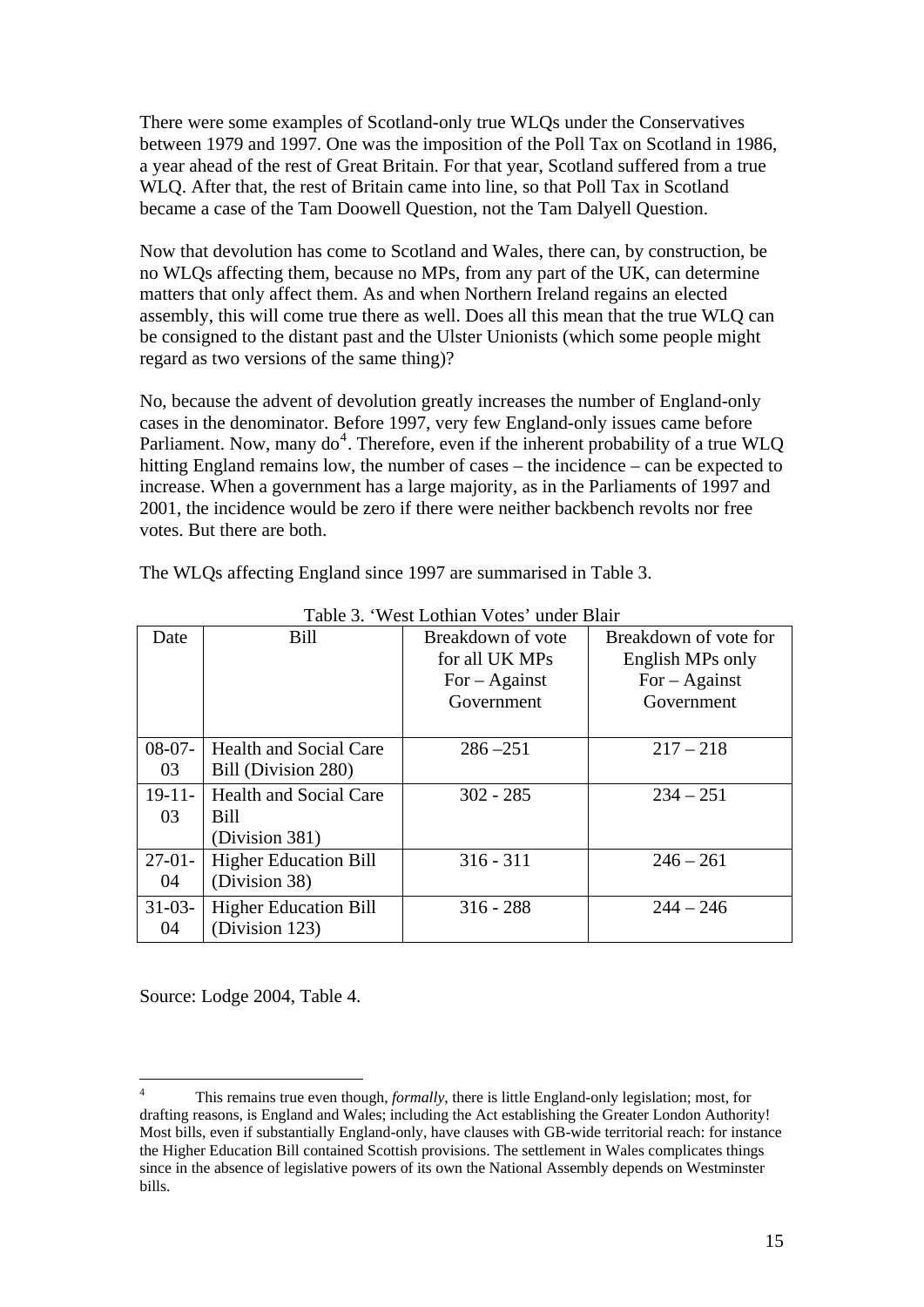There were some examples of Scotland-only true WLQs under the Conservatives between 1979 and 1997. One was the imposition of the Poll Tax on Scotland in 1986, a year ahead of the rest of Great Britain. For that year, Scotland suffered from a true WLQ. After that, the rest of Britain came into line, so that Poll Tax in Scotland became a case of the Tam Doowell Question, not the Tam Dalyell Question.

Now that devolution has come to Scotland and Wales, there can, by construction, be no WLQs affecting them, because no MPs, from any part of the UK, can determine matters that only affect them. As and when Northern Ireland regains an elected assembly, this will come true there as well. Does all this mean that the true WLQ can be consigned to the distant past and the Ulster Unionists (which some people might regard as two versions of the same thing)?

No, because the advent of devolution greatly increases the number of England-only cases in the denominator. Before 1997, very few England-only issues came before Parliament. Now, many do[4]. Therefore, even if the inherent probability of a true WLQ hitting England remains low, the number of cases – the incidence – can be expected to increase. When a government has a large majority, as in the Parliaments of 1997 and 2001, the incidence would be zero if there were neither backbench revolts nor free votes. But there are both.

The WLQs affecting England since 1997 are summarised in Table 3.

Table 3. 'West Lothian Votes' under Blair

| Date | Bill | Breakdown of vote for all UK MPs For – Against Government | Breakdown of vote for English MPs only For – Against Government |
|---|---|---|---|
| 08-07-03 | Health and Social Care Bill (Division 280) | 286 –251 | 217 – 218 |
| 19-11-03 | Health and Social Care Bill (Division 381) | 302 - 285 | 234 – 251 |
| 27-01-04 | Higher Education Bill (Division 38) | 316 - 311 | 246 – 261 |
| 31-03-04 | Higher Education Bill (Division 123) | 316 - 288 | 244 – 246 |

Source: Lodge 2004, Table 4.

[4] This remains true even though, *formally*, there is little England-only legislation; most, for drafting reasons, is England and Wales; including the Act establishing the Greater London Authority! Most bills, even if substantially England-only, have clauses with GB-wide territorial reach: for instance the Higher Education Bill contained Scottish provisions. The settlement in Wales complicates things since in the absence of legislative powers of its own the National Assembly depends on Westminster bills.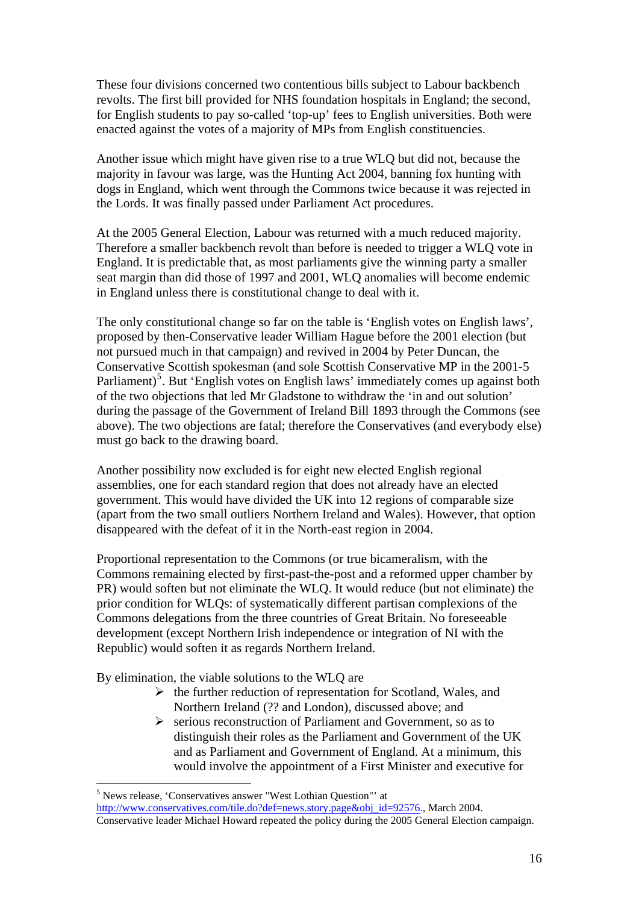These four divisions concerned two contentious bills subject to Labour backbench revolts. The first bill provided for NHS foundation hospitals in England; the second, for English students to pay so-called 'top-up' fees to English universities. Both were enacted against the votes of a majority of MPs from English constituencies.

Another issue which might have given rise to a true WLQ but did not, because the majority in favour was large, was the Hunting Act 2004, banning fox hunting with dogs in England, which went through the Commons twice because it was rejected in the Lords. It was finally passed under Parliament Act procedures.

At the 2005 General Election, Labour was returned with a much reduced majority. Therefore a smaller backbench revolt than before is needed to trigger a WLQ vote in England. It is predictable that, as most parliaments give the winning party a smaller seat margin than did those of 1997 and 2001, WLQ anomalies will become endemic in England unless there is constitutional change to deal with it.

The only constitutional change so far on the table is 'English votes on English laws', proposed by then-Conservative leader William Hague before the 2001 election (but not pursued much in that campaign) and revived in 2004 by Peter Duncan, the Conservative Scottish spokesman (and sole Scottish Conservative MP in the 2001-5 Parliament)[5]. But 'English votes on English laws' immediately comes up against both of the two objections that led Mr Gladstone to withdraw the 'in and out solution' during the passage of the Government of Ireland Bill 1893 through the Commons (see above). The two objections are fatal; therefore the Conservatives (and everybody else) must go back to the drawing board.

Another possibility now excluded is for eight new elected English regional assemblies, one for each standard region that does not already have an elected government. This would have divided the UK into 12 regions of comparable size (apart from the two small outliers Northern Ireland and Wales). However, that option disappeared with the defeat of it in the North-east region in 2004.

Proportional representation to the Commons (or true bicameralism, with the Commons remaining elected by first-past-the-post and a reformed upper chamber by PR) would soften but not eliminate the WLQ. It would reduce (but not eliminate) the prior condition for WLQs: of systematically different partisan complexions of the Commons delegations from the three countries of Great Britain. No foreseeable development (except Northern Irish independence or integration of NI with the Republic) would soften it as regards Northern Ireland.

By elimination, the viable solutions to the WLQ are

- the further reduction of representation for Scotland, Wales, and Northern Ireland (?? and London), discussed above; and
- serious reconstruction of Parliament and Government, so as to distinguish their roles as the Parliament and Government of the UK and as Parliament and Government of England. At a minimum, this would involve the appointment of a First Minister and executive for

[5] News release, 'Conservatives answer "West Lothian Question"' at http://www.conservatives.com/tile.do?def=news.story.page&obj_id=92576., March 2004. Conservative leader Michael Howard repeated the policy during the 2005 General Election campaign.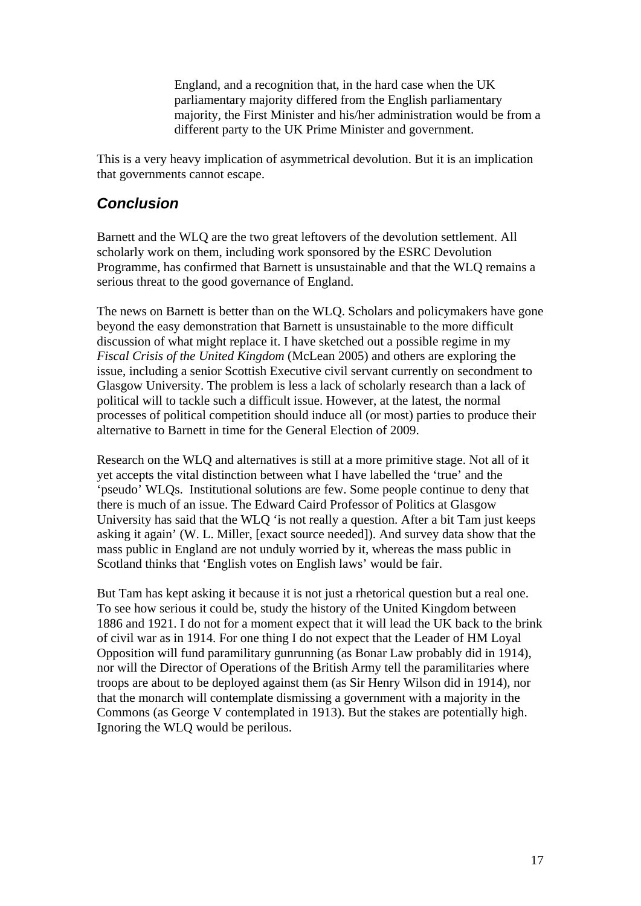> England, and a recognition that, in the hard case when the UK parliamentary majority differed from the English parliamentary majority, the First Minister and his/her administration would be from a different party to the UK Prime Minister and government.

This is a very heavy implication of asymmetrical devolution. But it is an implication that governments cannot escape.

## *Conclusion*

Barnett and the WLQ are the two great leftovers of the devolution settlement. All scholarly work on them, including work sponsored by the ESRC Devolution Programme, has confirmed that Barnett is unsustainable and that the WLQ remains a serious threat to the good governance of England.

The news on Barnett is better than on the WLQ. Scholars and policymakers have gone beyond the easy demonstration that Barnett is unsustainable to the more difficult discussion of what might replace it. I have sketched out a possible regime in my *Fiscal Crisis of the United Kingdom* (McLean 2005) and others are exploring the issue, including a senior Scottish Executive civil servant currently on secondment to Glasgow University. The problem is less a lack of scholarly research than a lack of political will to tackle such a difficult issue. However, at the latest, the normal processes of political competition should induce all (or most) parties to produce their alternative to Barnett in time for the General Election of 2009.

Research on the WLQ and alternatives is still at a more primitive stage. Not all of it yet accepts the vital distinction between what I have labelled the 'true' and the 'pseudo' WLQs. Institutional solutions are few. Some people continue to deny that there is much of an issue. The Edward Caird Professor of Politics at Glasgow University has said that the WLQ 'is not really a question. After a bit Tam just keeps asking it again' (W. L. Miller, [exact source needed]). And survey data show that the mass public in England are not unduly worried by it, whereas the mass public in Scotland thinks that 'English votes on English laws' would be fair.

But Tam has kept asking it because it is not just a rhetorical question but a real one. To see how serious it could be, study the history of the United Kingdom between 1886 and 1921. I do not for a moment expect that it will lead the UK back to the brink of civil war as in 1914. For one thing I do not expect that the Leader of HM Loyal Opposition will fund paramilitary gunrunning (as Bonar Law probably did in 1914), nor will the Director of Operations of the British Army tell the paramilitaries where troops are about to be deployed against them (as Sir Henry Wilson did in 1914), nor that the monarch will contemplate dismissing a government with a majority in the Commons (as George V contemplated in 1913). But the stakes are potentially high. Ignoring the WLQ would be perilous.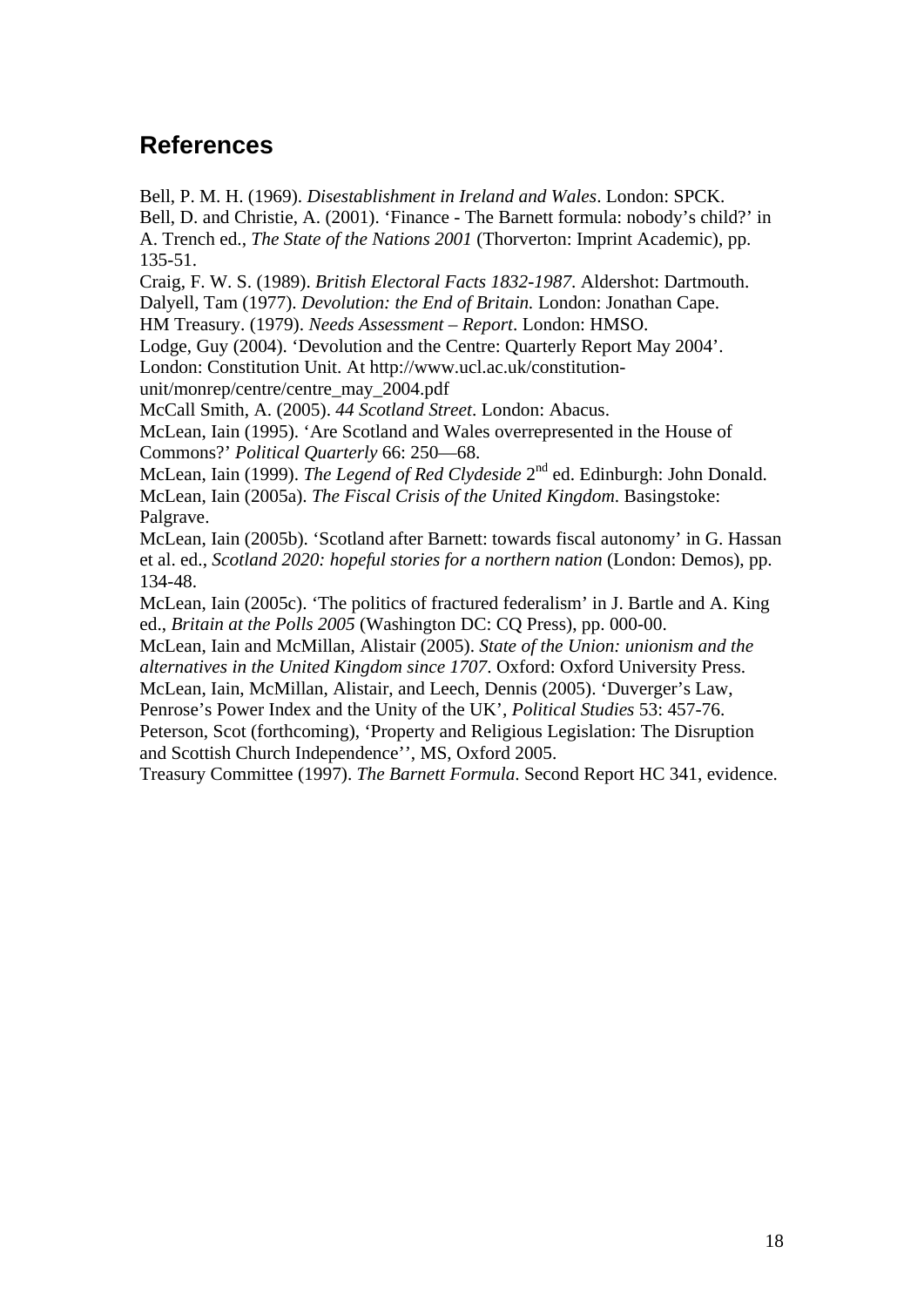## References

Bell, P. M. H. (1969). *Disestablishment in Ireland and Wales*. London: SPCK.

Bell, D. and Christie, A. (2001). 'Finance - The Barnett formula: nobody's child?' in A. Trench ed., *The State of the Nations 2001* (Thorverton: Imprint Academic), pp. 135-51.

Craig, F. W. S. (1989). *British Electoral Facts 1832-1987*. Aldershot: Dartmouth.

Dalyell, Tam (1977). *Devolution: the End of Britain.* London: Jonathan Cape.

HM Treasury. (1979). *Needs Assessment – Report*. London: HMSO.

Lodge, Guy (2004). 'Devolution and the Centre: Quarterly Report May 2004'. London: Constitution Unit. At http://www.ucl.ac.uk/constitution-unit/monrep/centre/centre_may_2004.pdf

McCall Smith, A. (2005). *44 Scotland Street*. London: Abacus.

McLean, Iain (1995). 'Are Scotland and Wales overrepresented in the House of Commons?' *Political Quarterly* 66: 250—68.

McLean, Iain (1999). *The Legend of Red Clydeside* 2nd ed. Edinburgh: John Donald.

McLean, Iain (2005a). *The Fiscal Crisis of the United Kingdom*. Basingstoke: Palgrave.

McLean, Iain (2005b). 'Scotland after Barnett: towards fiscal autonomy' in G. Hassan et al. ed., *Scotland 2020: hopeful stories for a northern nation* (London: Demos), pp. 134-48.

McLean, Iain (2005c). 'The politics of fractured federalism' in J. Bartle and A. King ed., *Britain at the Polls 2005* (Washington DC: CQ Press), pp. 000-00.

McLean, Iain and McMillan, Alistair (2005). *State of the Union: unionism and the alternatives in the United Kingdom since 1707*. Oxford: Oxford University Press.

McLean, Iain, McMillan, Alistair, and Leech, Dennis (2005). 'Duverger's Law, Penrose's Power Index and the Unity of the UK', *Political Studies* 53: 457-76.

Peterson, Scot (forthcoming), 'Property and Religious Legislation: The Disruption and Scottish Church Independence'', MS, Oxford 2005.

Treasury Committee (1997). *The Barnett Formula*. Second Report HC 341, evidence.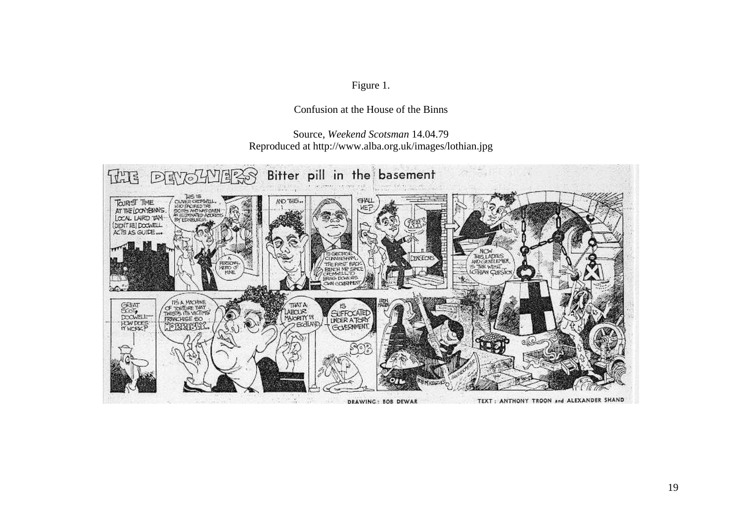Figure 1.

Confusion at the House of the Binns

Source, *Weekend Scotsman* 14.04.79
Reproduced at http://www.alba.org.uk/images/lothian.jpg